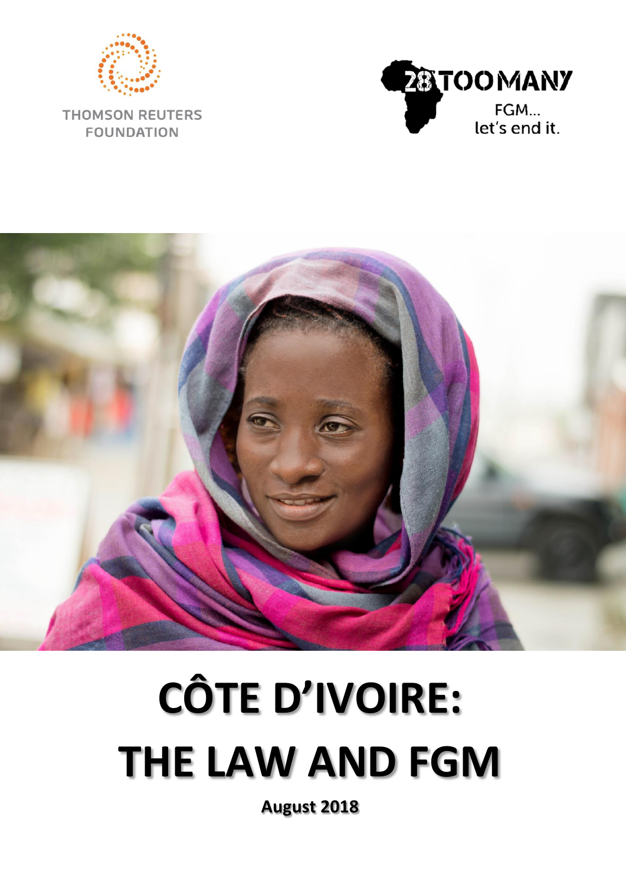THOMSON REUTERS FOUNDATION

28 TOO MANY

FGM... let's end it.

# CÔTE D'IVOIRE: THE LAW AND FGM

**August 2018**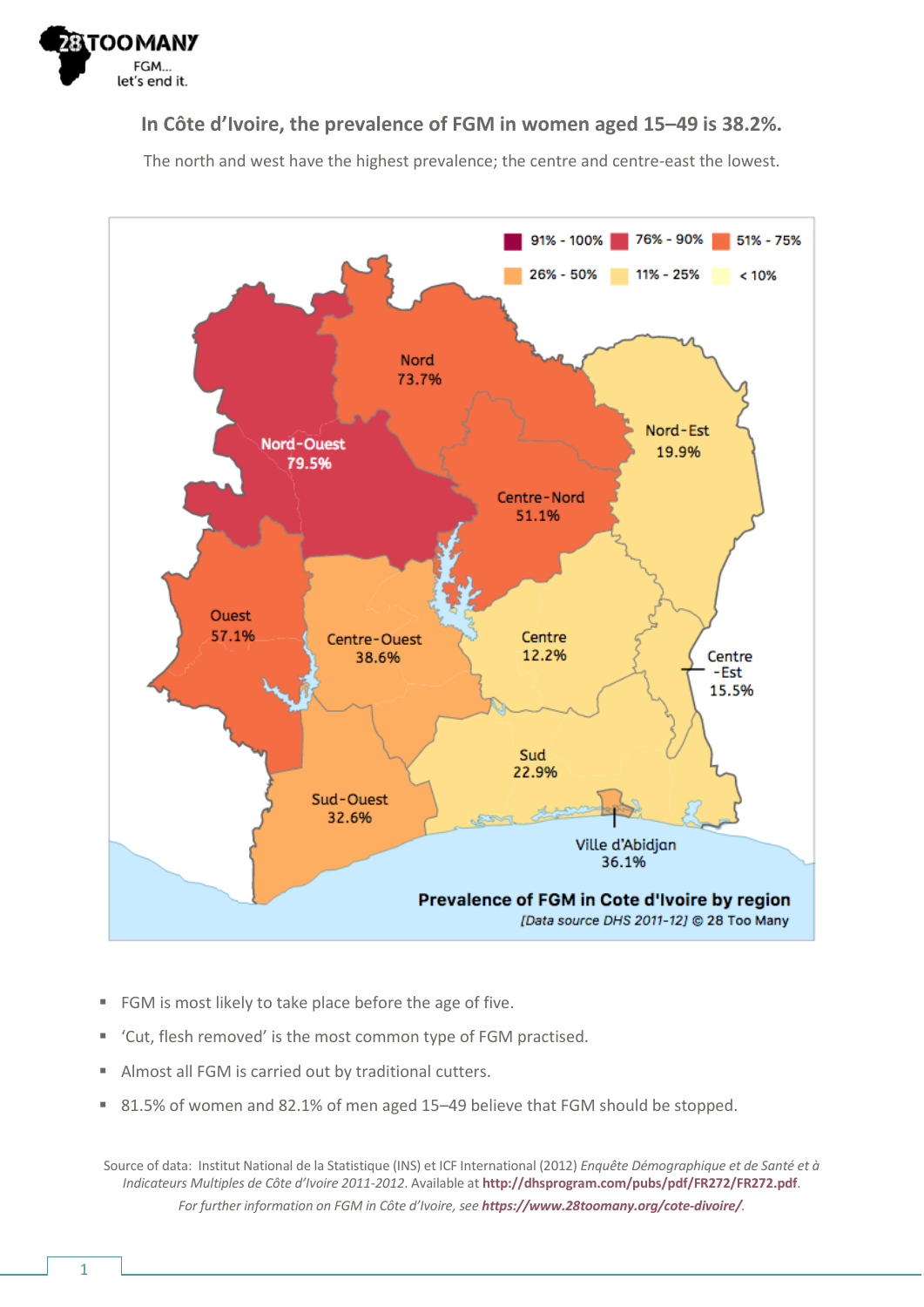### In Côte d'Ivoire, the prevalence of FGM in women aged 15–49 is 38.2%.

The north and west have the highest prevalence; the centre and centre-east the lowest.

- FGM is most likely to take place before the age of five.
- 'Cut, flesh removed' is the most common type of FGM practised.
- Almost all FGM is carried out by traditional cutters.
- 81.5% of women and 82.1% of men aged 15–49 believe that FGM should be stopped.

Source of data: Institut National de la Statistique (INS) et ICF International (2012) *Enquête Démographique et de Santé et à Indicateurs Multiples de Côte d'Ivoire 2011-2012*. Available at **http://dhsprogram.com/pubs/pdf/FR272/FR272.pdf**.

*For further information on FGM in Côte d'Ivoire, see* ***https://www.28toomany.org/cote-divoire/****.*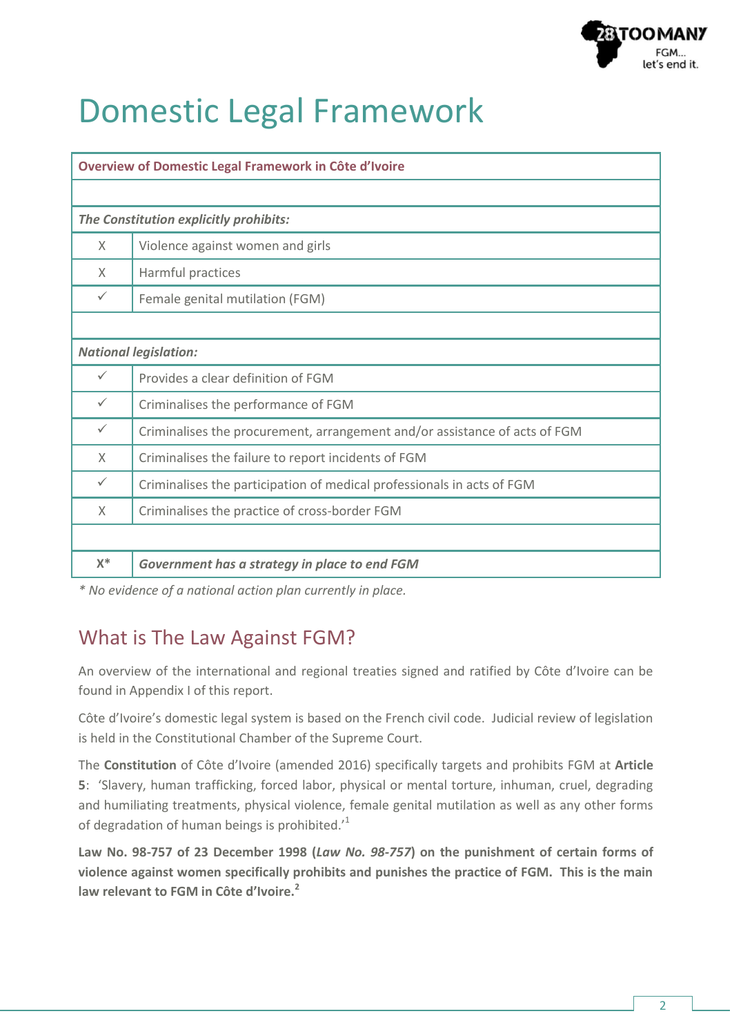# Domestic Legal Framework

| Overview of Domestic Legal Framework in Côte d'Ivoire | |
|---|---|
| | |
| ***The Constitution explicitly prohibits:*** | |
| X | Violence against women and girls |
| X | Harmful practices |
| ✓ | Female genital mutilation (FGM) |
| | |
| ***National legislation:*** | |
| ✓ | Provides a clear definition of FGM |
| ✓ | Criminalises the performance of FGM |
| ✓ | Criminalises the procurement, arrangement and/or assistance of acts of FGM |
| X | Criminalises the failure to report incidents of FGM |
| ✓ | Criminalises the participation of medical professionals in acts of FGM |
| X | Criminalises the practice of cross-border FGM |
| | |
| **X*** | ***Government has a strategy in place to end FGM*** |

*\* No evidence of a national action plan currently in place.*

## What is The Law Against FGM?

An overview of the international and regional treaties signed and ratified by Côte d'Ivoire can be found in Appendix I of this report.

Côte d'Ivoire's domestic legal system is based on the French civil code. Judicial review of legislation is held in the Constitutional Chamber of the Supreme Court.

The **Constitution** of Côte d'Ivoire (amended 2016) specifically targets and prohibits FGM at **Article 5**: 'Slavery, human trafficking, forced labor, physical or mental torture, inhuman, cruel, degrading and humiliating treatments, physical violence, female genital mutilation as well as any other forms of degradation of human beings is prohibited.'[1]

**Law No. 98-757 of 23 December 1998 (*Law No. 98-757*) on the punishment of certain forms of violence against women specifically prohibits and punishes the practice of FGM. This is the main law relevant to FGM in Côte d'Ivoire.[2]**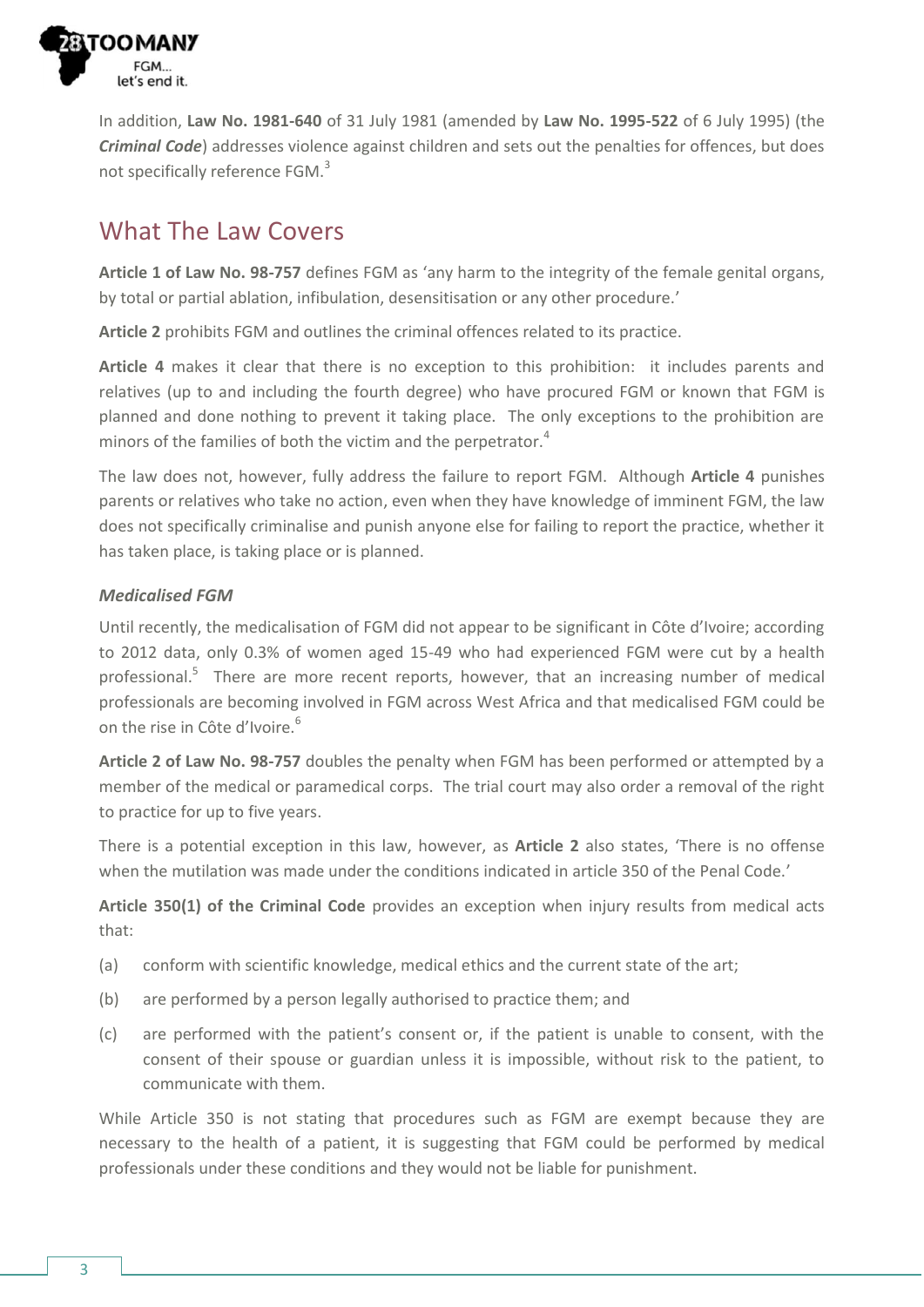In addition, **Law No. 1981-640** of 31 July 1981 (amended by **Law No. 1995-522** of 6 July 1995) (the ***Criminal Code***) addresses violence against children and sets out the penalties for offences, but does not specifically reference FGM.[3]

## What The Law Covers

**Article 1 of Law No. 98-757** defines FGM as 'any harm to the integrity of the female genital organs, by total or partial ablation, infibulation, desensitisation or any other procedure.'

**Article 2** prohibits FGM and outlines the criminal offences related to its practice.

**Article 4** makes it clear that there is no exception to this prohibition: it includes parents and relatives (up to and including the fourth degree) who have procured FGM or known that FGM is planned and done nothing to prevent it taking place. The only exceptions to the prohibition are minors of the families of both the victim and the perpetrator.[4]

The law does not, however, fully address the failure to report FGM. Although **Article 4** punishes parents or relatives who take no action, even when they have knowledge of imminent FGM, the law does not specifically criminalise and punish anyone else for failing to report the practice, whether it has taken place, is taking place or is planned.

### *Medicalised FGM*

Until recently, the medicalisation of FGM did not appear to be significant in Côte d'Ivoire; according to 2012 data, only 0.3% of women aged 15-49 who had experienced FGM were cut by a health professional.[5] There are more recent reports, however, that an increasing number of medical professionals are becoming involved in FGM across West Africa and that medicalised FGM could be on the rise in Côte d'Ivoire.[6]

**Article 2 of Law No. 98-757** doubles the penalty when FGM has been performed or attempted by a member of the medical or paramedical corps. The trial court may also order a removal of the right to practice for up to five years.

There is a potential exception in this law, however, as **Article 2** also states, 'There is no offense when the mutilation was made under the conditions indicated in article 350 of the Penal Code.'

**Article 350(1) of the Criminal Code** provides an exception when injury results from medical acts that:

(a) conform with scientific knowledge, medical ethics and the current state of the art;

(b) are performed by a person legally authorised to practice them; and

(c) are performed with the patient's consent or, if the patient is unable to consent, with the consent of their spouse or guardian unless it is impossible, without risk to the patient, to communicate with them.

While Article 350 is not stating that procedures such as FGM are exempt because they are necessary to the health of a patient, it is suggesting that FGM could be performed by medical professionals under these conditions and they would not be liable for punishment.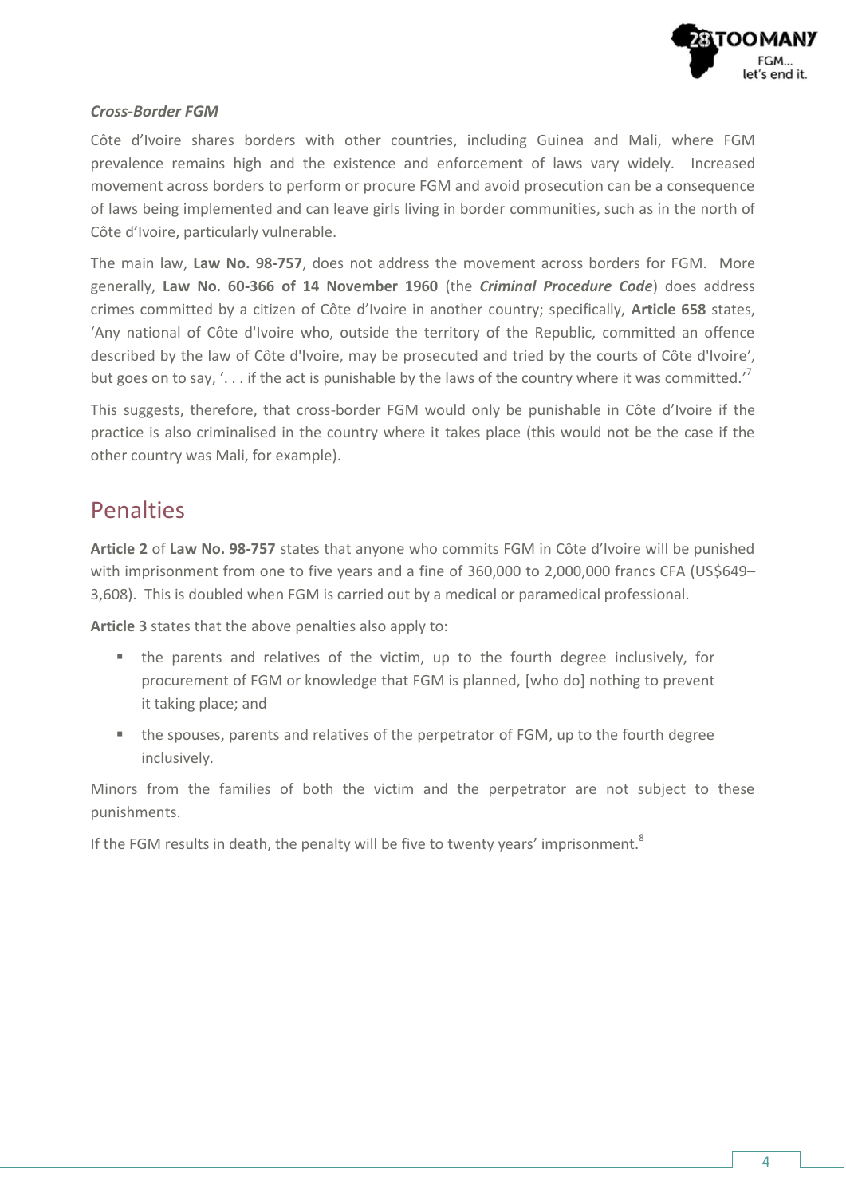### *Cross-Border FGM*

Côte d'Ivoire shares borders with other countries, including Guinea and Mali, where FGM prevalence remains high and the existence and enforcement of laws vary widely. Increased movement across borders to perform or procure FGM and avoid prosecution can be a consequence of laws being implemented and can leave girls living in border communities, such as in the north of Côte d'Ivoire, particularly vulnerable.

The main law, **Law No. 98-757**, does not address the movement across borders for FGM. More generally, **Law No. 60-366 of 14 November 1960** (the ***Criminal Procedure Code***) does address crimes committed by a citizen of Côte d'Ivoire in another country; specifically, **Article 658** states, 'Any national of Côte d'Ivoire who, outside the territory of the Republic, committed an offence described by the law of Côte d'Ivoire, may be prosecuted and tried by the courts of Côte d'Ivoire', but goes on to say, '. . . if the act is punishable by the laws of the country where it was committed.'[7]

This suggests, therefore, that cross-border FGM would only be punishable in Côte d'Ivoire if the practice is also criminalised in the country where it takes place (this would not be the case if the other country was Mali, for example).

## Penalties

**Article 2** of **Law No. 98-757** states that anyone who commits FGM in Côte d'Ivoire will be punished with imprisonment from one to five years and a fine of 360,000 to 2,000,000 francs CFA (US$649–3,608). This is doubled when FGM is carried out by a medical or paramedical professional.

**Article 3** states that the above penalties also apply to:

- the parents and relatives of the victim, up to the fourth degree inclusively, for procurement of FGM or knowledge that FGM is planned, [who do] nothing to prevent it taking place; and
- the spouses, parents and relatives of the perpetrator of FGM, up to the fourth degree inclusively.

Minors from the families of both the victim and the perpetrator are not subject to these punishments.

If the FGM results in death, the penalty will be five to twenty years' imprisonment.[8]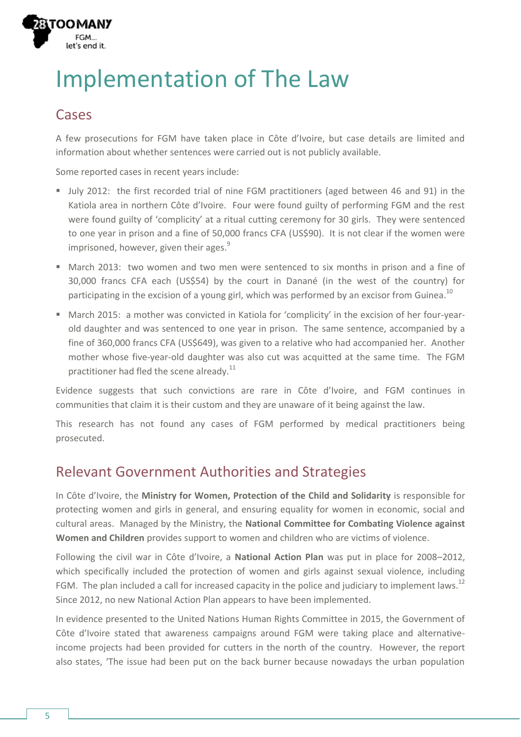# Implementation of The Law

## Cases

A few prosecutions for FGM have taken place in Côte d'Ivoire, but case details are limited and information about whether sentences were carried out is not publicly available.

Some reported cases in recent years include:

- July 2012: the first recorded trial of nine FGM practitioners (aged between 46 and 91) in the Katiola area in northern Côte d'Ivoire. Four were found guilty of performing FGM and the rest were found guilty of 'complicity' at a ritual cutting ceremony for 30 girls. They were sentenced to one year in prison and a fine of 50,000 francs CFA (US$90). It is not clear if the women were imprisoned, however, given their ages.[9]
- March 2013: two women and two men were sentenced to six months in prison and a fine of 30,000 francs CFA each (US$54) by the court in Danané (in the west of the country) for participating in the excision of a young girl, which was performed by an excisor from Guinea.[10]
- March 2015: a mother was convicted in Katiola for 'complicity' in the excision of her four-year-old daughter and was sentenced to one year in prison. The same sentence, accompanied by a fine of 360,000 francs CFA (US$649), was given to a relative who had accompanied her. Another mother whose five-year-old daughter was also cut was acquitted at the same time. The FGM practitioner had fled the scene already.[11]

Evidence suggests that such convictions are rare in Côte d'Ivoire, and FGM continues in communities that claim it is their custom and they are unaware of it being against the law.

This research has not found any cases of FGM performed by medical practitioners being prosecuted.

## Relevant Government Authorities and Strategies

In Côte d'Ivoire, the **Ministry for Women, Protection of the Child and Solidarity** is responsible for protecting women and girls in general, and ensuring equality for women in economic, social and cultural areas. Managed by the Ministry, the **National Committee for Combating Violence against Women and Children** provides support to women and children who are victims of violence.

Following the civil war in Côte d'Ivoire, a **National Action Plan** was put in place for 2008–2012, which specifically included the protection of women and girls against sexual violence, including FGM. The plan included a call for increased capacity in the police and judiciary to implement laws.[12] Since 2012, no new National Action Plan appears to have been implemented.

In evidence presented to the United Nations Human Rights Committee in 2015, the Government of Côte d'Ivoire stated that awareness campaigns around FGM were taking place and alternative-income projects had been provided for cutters in the north of the country. However, the report also states, 'The issue had been put on the back burner because nowadays the urban population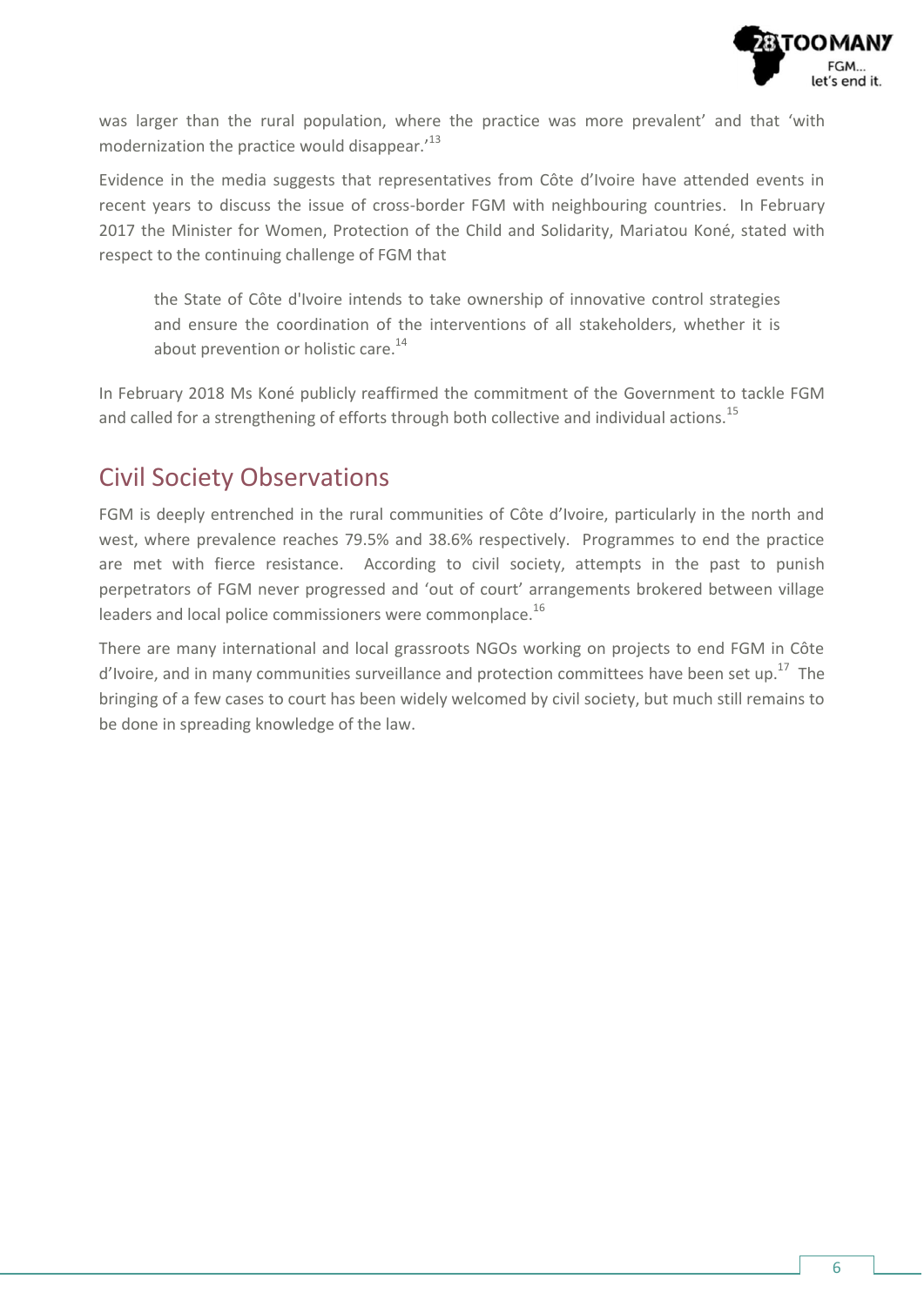was larger than the rural population, where the practice was more prevalent' and that 'with modernization the practice would disappear.'[13]

Evidence in the media suggests that representatives from Côte d'Ivoire have attended events in recent years to discuss the issue of cross-border FGM with neighbouring countries. In February 2017 the Minister for Women, Protection of the Child and Solidarity, Mariatou Koné, stated with respect to the continuing challenge of FGM that

> the State of Côte d'Ivoire intends to take ownership of innovative control strategies and ensure the coordination of the interventions of all stakeholders, whether it is about prevention or holistic care.[14]

In February 2018 Ms Koné publicly reaffirmed the commitment of the Government to tackle FGM and called for a strengthening of efforts through both collective and individual actions.[15]

## Civil Society Observations

FGM is deeply entrenched in the rural communities of Côte d'Ivoire, particularly in the north and west, where prevalence reaches 79.5% and 38.6% respectively. Programmes to end the practice are met with fierce resistance. According to civil society, attempts in the past to punish perpetrators of FGM never progressed and 'out of court' arrangements brokered between village leaders and local police commissioners were commonplace.[16]

There are many international and local grassroots NGOs working on projects to end FGM in Côte d'Ivoire, and in many communities surveillance and protection committees have been set up.[17] The bringing of a few cases to court has been widely welcomed by civil society, but much still remains to be done in spreading knowledge of the law.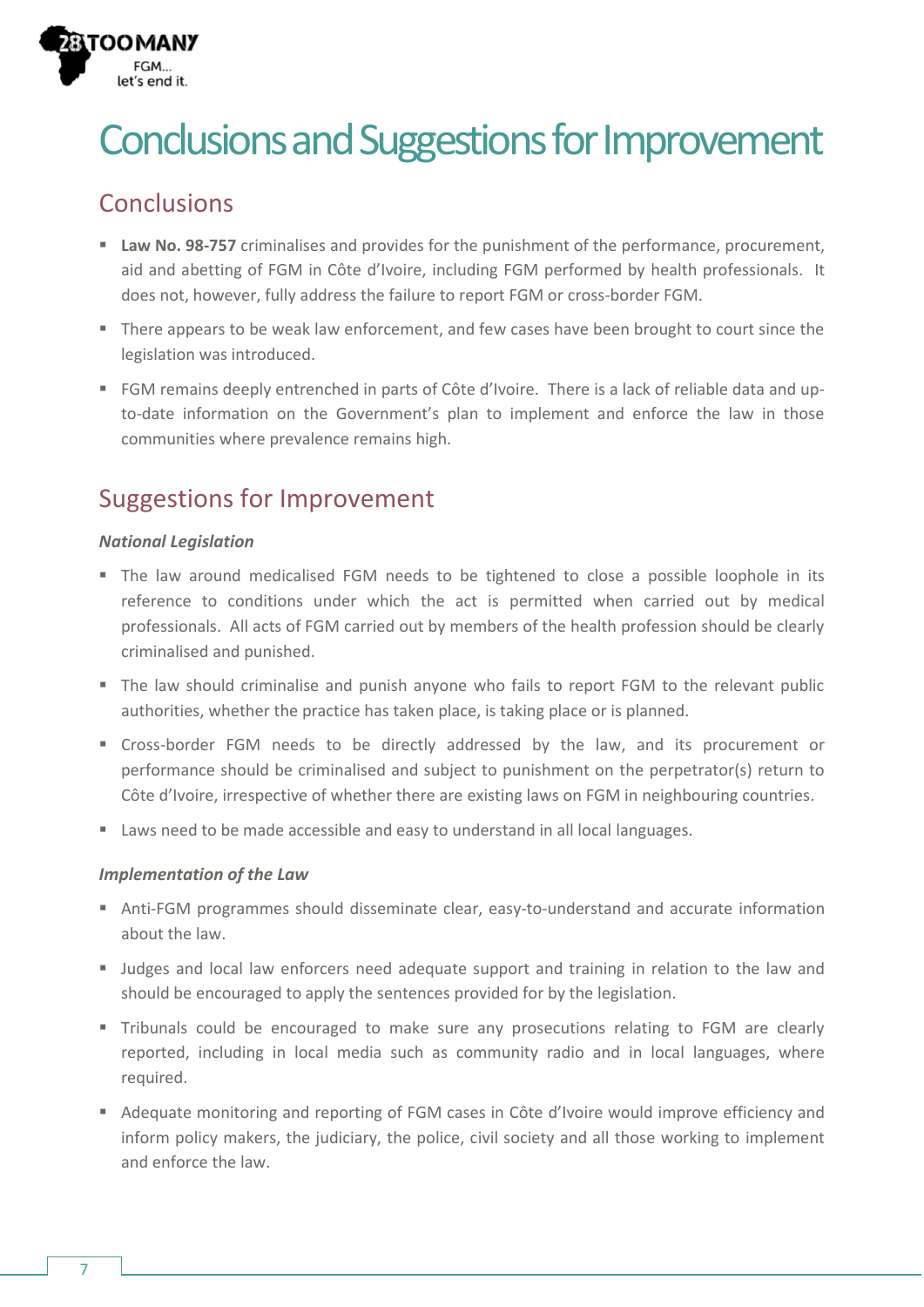# Conclusions and Suggestions for Improvement

## Conclusions

- **Law No. 98-757** criminalises and provides for the punishment of the performance, procurement, aid and abetting of FGM in Côte d'Ivoire, including FGM performed by health professionals. It does not, however, fully address the failure to report FGM or cross-border FGM.
- There appears to be weak law enforcement, and few cases have been brought to court since the legislation was introduced.
- FGM remains deeply entrenched in parts of Côte d'Ivoire. There is a lack of reliable data and up-to-date information on the Government's plan to implement and enforce the law in those communities where prevalence remains high.

## Suggestions for Improvement

***National Legislation***

- The law around medicalised FGM needs to be tightened to close a possible loophole in its reference to conditions under which the act is permitted when carried out by medical professionals. All acts of FGM carried out by members of the health profession should be clearly criminalised and punished.
- The law should criminalise and punish anyone who fails to report FGM to the relevant public authorities, whether the practice has taken place, is taking place or is planned.
- Cross-border FGM needs to be directly addressed by the law, and its procurement or performance should be criminalised and subject to punishment on the perpetrator(s) return to Côte d'Ivoire, irrespective of whether there are existing laws on FGM in neighbouring countries.
- Laws need to be made accessible and easy to understand in all local languages.

***Implementation of the Law***

- Anti-FGM programmes should disseminate clear, easy-to-understand and accurate information about the law.
- Judges and local law enforcers need adequate support and training in relation to the law and should be encouraged to apply the sentences provided for by the legislation.
- Tribunals could be encouraged to make sure any prosecutions relating to FGM are clearly reported, including in local media such as community radio and in local languages, where required.
- Adequate monitoring and reporting of FGM cases in Côte d'Ivoire would improve efficiency and inform policy makers, the judiciary, the police, civil society and all those working to implement and enforce the law.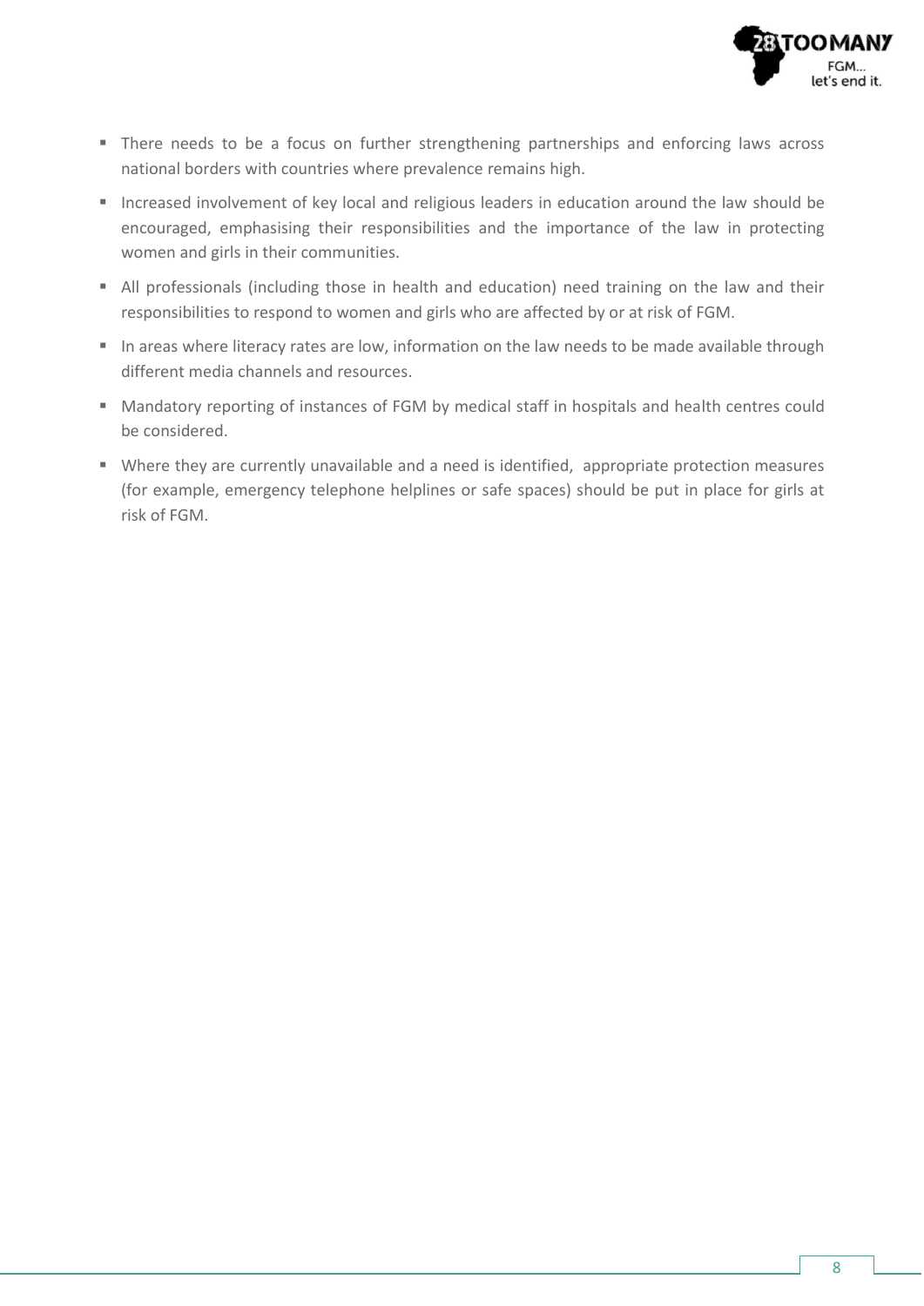- There needs to be a focus on further strengthening partnerships and enforcing laws across national borders with countries where prevalence remains high.
- Increased involvement of key local and religious leaders in education around the law should be encouraged, emphasising their responsibilities and the importance of the law in protecting women and girls in their communities.
- All professionals (including those in health and education) need training on the law and their responsibilities to respond to women and girls who are affected by or at risk of FGM.
- In areas where literacy rates are low, information on the law needs to be made available through different media channels and resources.
- Mandatory reporting of instances of FGM by medical staff in hospitals and health centres could be considered.
- Where they are currently unavailable and a need is identified, appropriate protection measures (for example, emergency telephone helplines or safe spaces) should be put in place for girls at risk of FGM.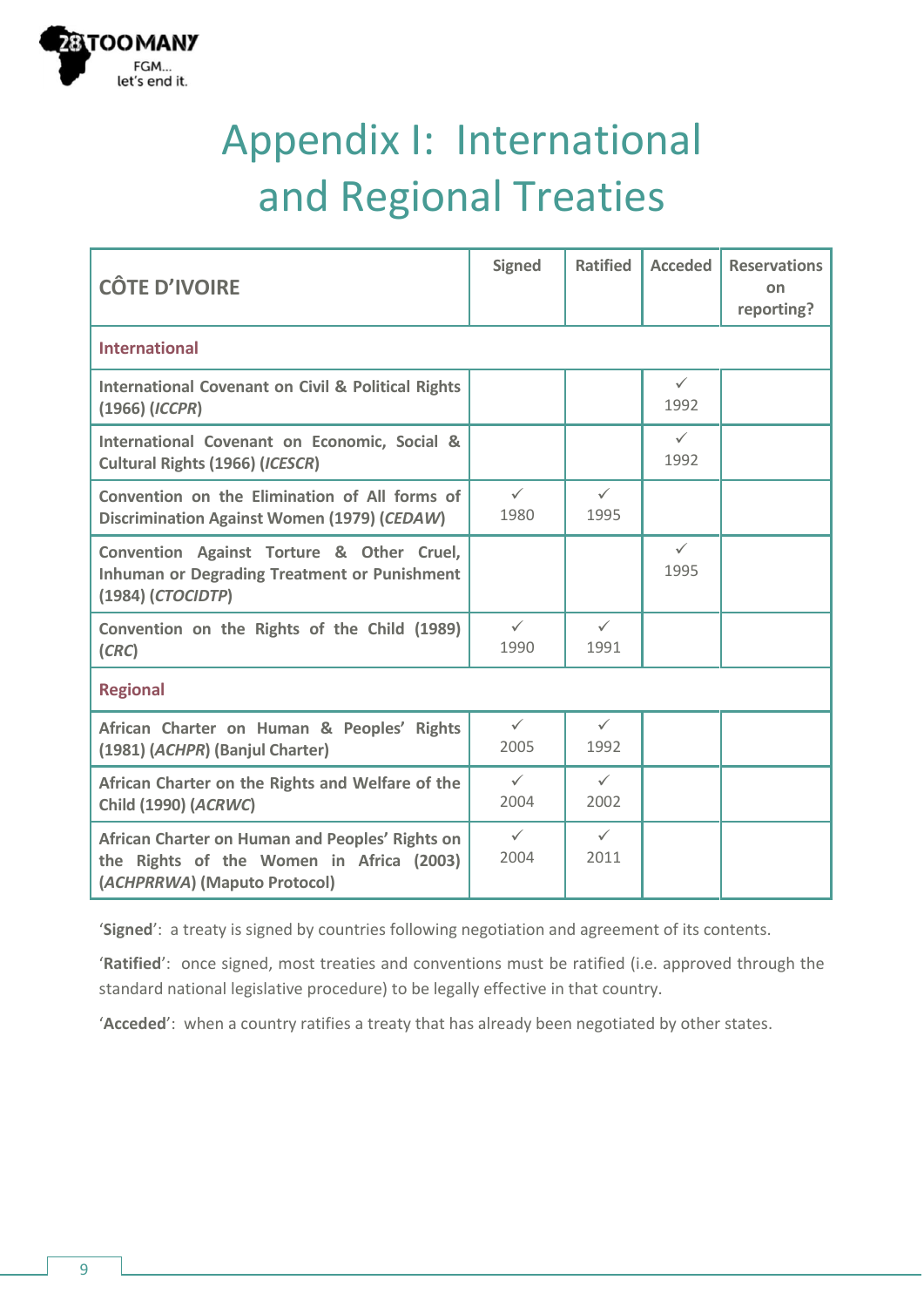# Appendix I: International and Regional Treaties

| CÔTE D'IVOIRE | Signed | Ratified | Acceded | Reservations on reporting? |
|---|---|---|---|---|
| **International** | | | | |
| International Covenant on Civil & Political Rights (1966) (*ICCPR*) | | | ✓ 1992 | |
| International Covenant on Economic, Social & Cultural Rights (1966) (*ICESCR*) | | | ✓ 1992 | |
| Convention on the Elimination of All forms of Discrimination Against Women (1979) (*CEDAW*) | ✓ 1980 | ✓ 1995 | | |
| Convention Against Torture & Other Cruel, Inhuman or Degrading Treatment or Punishment (1984) (*CTOCIDTP*) | | | ✓ 1995 | |
| Convention on the Rights of the Child (1989) (*CRC*) | ✓ 1990 | ✓ 1991 | | |
| **Regional** | | | | |
| African Charter on Human & Peoples' Rights (1981) (*ACHPR*) (Banjul Charter) | ✓ 2005 | ✓ 1992 | | |
| African Charter on the Rights and Welfare of the Child (1990) (*ACRWC*) | ✓ 2004 | ✓ 2002 | | |
| African Charter on Human and Peoples' Rights on the Rights of the Women in Africa (2003) (*ACHPRRWA*) (Maputo Protocol) | ✓ 2004 | ✓ 2011 | | |

'**Signed**': a treaty is signed by countries following negotiation and agreement of its contents.

'**Ratified**': once signed, most treaties and conventions must be ratified (i.e. approved through the standard national legislative procedure) to be legally effective in that country.

'**Acceded**': when a country ratifies a treaty that has already been negotiated by other states.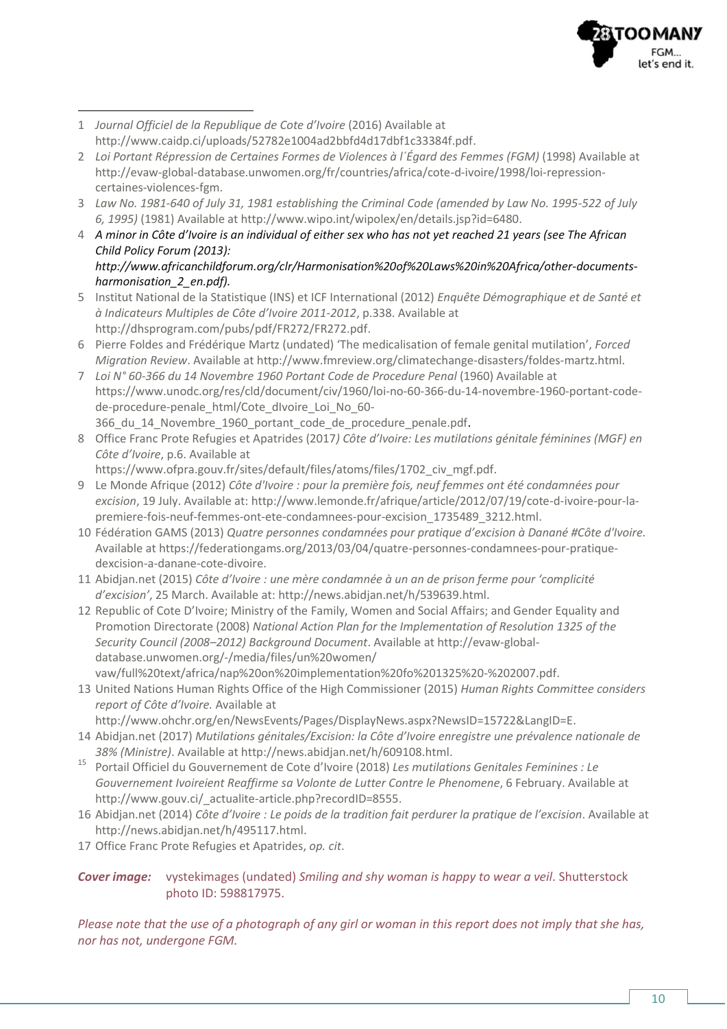1 *Journal Officiel de la Republique de Cote d'Ivoire* (2016) Available at http://www.caidp.ci/uploads/52782e1004ad2bbfd4d17dbf1c33384f.pdf.

2 *Loi Portant Répression de Certaines Formes de Violences à l´Égard des Femmes (FGM)* (1998) Available at http://evaw-global-database.unwomen.org/fr/countries/africa/cote-d-ivoire/1998/loi-repression-certaines-violences-fgm.

3 *Law No. 1981-640 of July 31, 1981 establishing the Criminal Code (amended by Law No. 1995-522 of July 6, 1995)* (1981) Available at http://www.wipo.int/wipolex/en/details.jsp?id=6480.

4 *A minor in Côte d'Ivoire is an individual of either sex who has not yet reached 21 years (see The African Child Policy Forum (2013): http://www.africanchildforum.org/clr/Harmonisation%20of%20Laws%20in%20Africa/other-documents-harmonisation_2_en.pdf).*

5 Institut National de la Statistique (INS) et ICF International (2012) *Enquête Démographique et de Santé et à Indicateurs Multiples de Côte d'Ivoire 2011-2012*, p.338. Available at http://dhsprogram.com/pubs/pdf/FR272/FR272.pdf.

6 Pierre Foldes and Frédérique Martz (undated) 'The medicalisation of female genital mutilation', *Forced Migration Review*. Available at http://www.fmreview.org/climatechange-disasters/foldes-martz.html.

7 *Loi N° 60-366 du 14 Novembre 1960 Portant Code de Procedure Penal* (1960) Available at https://www.unodc.org/res/cld/document/civ/1960/loi-no-60-366-du-14-novembre-1960-portant-code-de-procedure-penale_html/Cote_dIvoire_Loi_No_60-366_du_14_Novembre_1960_portant_code_de_procedure_penale.pdf.

8 Office Franc Prote Refugies et Apatrides (2017*) Côte d'Ivoire: Les mutilations génitale féminines (MGF) en Côte d'Ivoire*, p.6. Available at https://www.ofpra.gouv.fr/sites/default/files/atoms/files/1702_civ_mgf.pdf.

9 Le Monde Afrique (2012) *Côte d'Ivoire : pour la première fois, neuf femmes ont été condamnées pour excision*, 19 July. Available at: http://www.lemonde.fr/afrique/article/2012/07/19/cote-d-ivoire-pour-la-premiere-fois-neuf-femmes-ont-ete-condamnees-pour-excision_1735489_3212.html.

10 Fédération GAMS (2013) *Quatre personnes condamnées pour pratique d'excision à Danané #Côte d'Ivoire.* Available at https://federationgams.org/2013/03/04/quatre-personnes-condamnees-pour-pratique-dexcision-a-danane-cote-divoire.

11 Abidjan.net (2015) *Côte d'Ivoire : une mère condamnée à un an de prison ferme pour 'complicité d'excision'*, 25 March. Available at: http://news.abidjan.net/h/539639.html.

12 Republic of Cote D'Ivoire; Ministry of the Family, Women and Social Affairs; and Gender Equality and Promotion Directorate (2008) *National Action Plan for the Implementation of Resolution 1325 of the Security Council (2008–2012) Background Document*. Available at http://evaw-global-database.unwomen.org/-/media/files/un%20women/vaw/full%20text/africa/nap%20on%20implementation%20fo%201325%20-%202007.pdf.

13 United Nations Human Rights Office of the High Commissioner (2015) *Human Rights Committee considers report of Côte d'Ivoire.* Available at http://www.ohchr.org/en/NewsEvents/Pages/DisplayNews.aspx?NewsID=15722&LangID=E.

14 Abidjan.net (2017) *Mutilations génitales/Excision: la Côte d'Ivoire enregistre une prévalence nationale de 38% (Ministre)*. Available at http://news.abidjan.net/h/609108.html.

15 Portail Officiel du Gouvernement de Cote d'Ivoire (2018) *Les mutilations Genitales Feminines : Le Gouvernement Ivoireient Reaffirme sa Volonte de Lutter Contre le Phenomene*, 6 February. Available at http://www.gouv.ci/_actualite-article.php?recordID=8555.

16 Abidjan.net (2014) *Côte d'Ivoire : Le poids de la tradition fait perdurer la pratique de l'excision*. Available at http://news.abidjan.net/h/495117.html.

17 Office Franc Prote Refugies et Apatrides, *op. cit*.

***Cover image:*** vystekimages (undated) *Smiling and shy woman is happy to wear a veil*. Shutterstock photo ID: 598817975.

*Please note that the use of a photograph of any girl or woman in this report does not imply that she has, nor has not, undergone FGM.*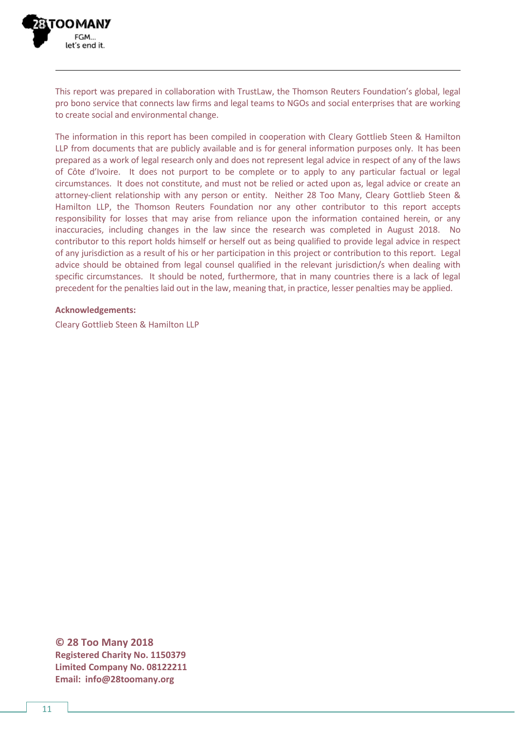This report was prepared in collaboration with TrustLaw, the Thomson Reuters Foundation's global, legal pro bono service that connects law firms and legal teams to NGOs and social enterprises that are working to create social and environmental change.

The information in this report has been compiled in cooperation with Cleary Gottlieb Steen & Hamilton LLP from documents that are publicly available and is for general information purposes only. It has been prepared as a work of legal research only and does not represent legal advice in respect of any of the laws of Côte d'Ivoire. It does not purport to be complete or to apply to any particular factual or legal circumstances. It does not constitute, and must not be relied or acted upon as, legal advice or create an attorney-client relationship with any person or entity. Neither 28 Too Many, Cleary Gottlieb Steen & Hamilton LLP, the Thomson Reuters Foundation nor any other contributor to this report accepts responsibility for losses that may arise from reliance upon the information contained herein, or any inaccuracies, including changes in the law since the research was completed in August 2018. No contributor to this report holds himself or herself out as being qualified to provide legal advice in respect of any jurisdiction as a result of his or her participation in this project or contribution to this report. Legal advice should be obtained from legal counsel qualified in the relevant jurisdiction/s when dealing with specific circumstances. It should be noted, furthermore, that in many countries there is a lack of legal precedent for the penalties laid out in the law, meaning that, in practice, lesser penalties may be applied.

**Acknowledgements:**

Cleary Gottlieb Steen & Hamilton LLP

**© 28 Too Many 2018**
**Registered Charity No. 1150379**
**Limited Company No. 08122211**
**Email: info@28toomany.org**